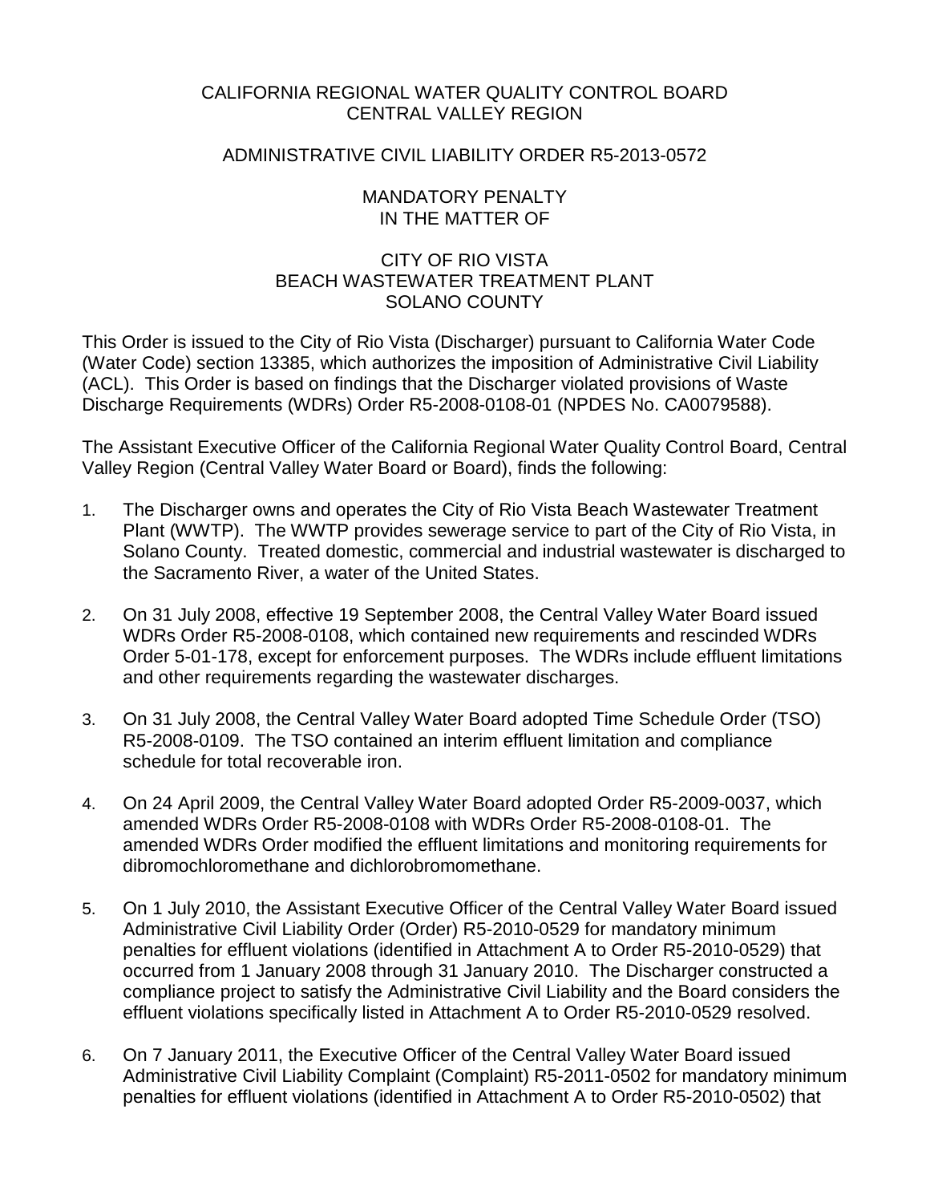CALIFORNIA REGIONAL WATER QUALITY CONTROL BOARD
CENTRAL VALLEY REGION

ADMINISTRATIVE CIVIL LIABILITY ORDER R5-2013-0572

MANDATORY PENALTY
IN THE MATTER OF

CITY OF RIO VISTA
BEACH WASTEWATER TREATMENT PLANT
SOLANO COUNTY

This Order is issued to the City of Rio Vista (Discharger) pursuant to California Water Code (Water Code) section 13385, which authorizes the imposition of Administrative Civil Liability (ACL). This Order is based on findings that the Discharger violated provisions of Waste Discharge Requirements (WDRs) Order R5-2008-0108-01 (NPDES No. CA0079588).

The Assistant Executive Officer of the California Regional Water Quality Control Board, Central Valley Region (Central Valley Water Board or Board), finds the following:

1. The Discharger owns and operates the City of Rio Vista Beach Wastewater Treatment Plant (WWTP). The WWTP provides sewerage service to part of the City of Rio Vista, in Solano County. Treated domestic, commercial and industrial wastewater is discharged to the Sacramento River, a water of the United States.

2. On 31 July 2008, effective 19 September 2008, the Central Valley Water Board issued WDRs Order R5-2008-0108, which contained new requirements and rescinded WDRs Order 5-01-178, except for enforcement purposes. The WDRs include effluent limitations and other requirements regarding the wastewater discharges.

3. On 31 July 2008, the Central Valley Water Board adopted Time Schedule Order (TSO) R5-2008-0109. The TSO contained an interim effluent limitation and compliance schedule for total recoverable iron.

4. On 24 April 2009, the Central Valley Water Board adopted Order R5-2009-0037, which amended WDRs Order R5-2008-0108 with WDRs Order R5-2008-0108-01. The amended WDRs Order modified the effluent limitations and monitoring requirements for dibromochloromethane and dichlorobromomethane.

5. On 1 July 2010, the Assistant Executive Officer of the Central Valley Water Board issued Administrative Civil Liability Order (Order) R5-2010-0529 for mandatory minimum penalties for effluent violations (identified in Attachment A to Order R5-2010-0529) that occurred from 1 January 2008 through 31 January 2010. The Discharger constructed a compliance project to satisfy the Administrative Civil Liability and the Board considers the effluent violations specifically listed in Attachment A to Order R5-2010-0529 resolved.

6. On 7 January 2011, the Executive Officer of the Central Valley Water Board issued Administrative Civil Liability Complaint (Complaint) R5-2011-0502 for mandatory minimum penalties for effluent violations (identified in Attachment A to Order R5-2010-0502) that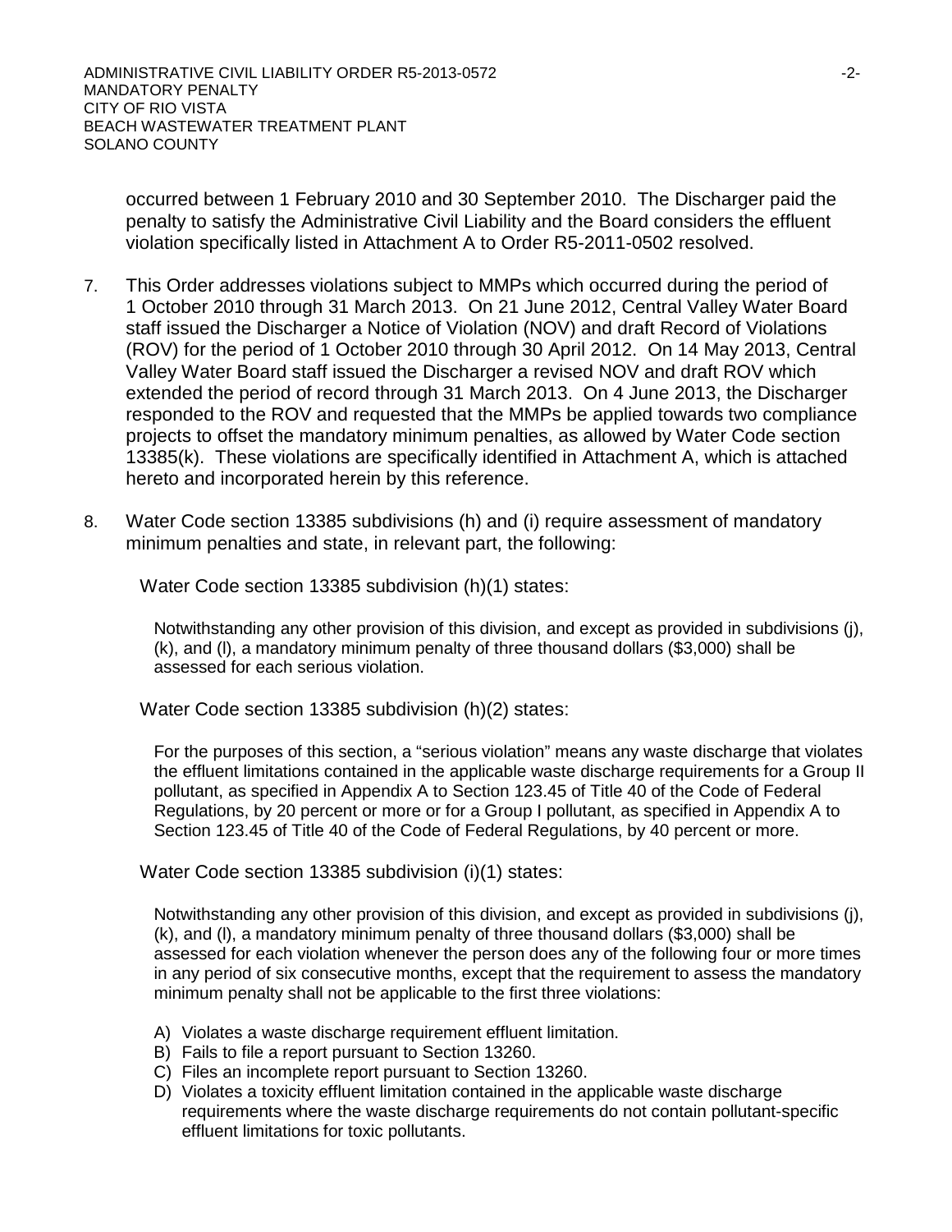occurred between 1 February 2010 and 30 September 2010. The Discharger paid the penalty to satisfy the Administrative Civil Liability and the Board considers the effluent violation specifically listed in Attachment A to Order R5-2011-0502 resolved.

7. This Order addresses violations subject to MMPs which occurred during the period of 1 October 2010 through 31 March 2013. On 21 June 2012, Central Valley Water Board staff issued the Discharger a Notice of Violation (NOV) and draft Record of Violations (ROV) for the period of 1 October 2010 through 30 April 2012. On 14 May 2013, Central Valley Water Board staff issued the Discharger a revised NOV and draft ROV which extended the period of record through 31 March 2013. On 4 June 2013, the Discharger responded to the ROV and requested that the MMPs be applied towards two compliance projects to offset the mandatory minimum penalties, as allowed by Water Code section 13385(k). These violations are specifically identified in Attachment A, which is attached hereto and incorporated herein by this reference.

8. Water Code section 13385 subdivisions (h) and (i) require assessment of mandatory minimum penalties and state, in relevant part, the following:

   Water Code section 13385 subdivision (h)(1) states:

   > Notwithstanding any other provision of this division, and except as provided in subdivisions (j), (k), and (l), a mandatory minimum penalty of three thousand dollars ($3,000) shall be assessed for each serious violation.

   Water Code section 13385 subdivision (h)(2) states:

   > For the purposes of this section, a "serious violation" means any waste discharge that violates the effluent limitations contained in the applicable waste discharge requirements for a Group II pollutant, as specified in Appendix A to Section 123.45 of Title 40 of the Code of Federal Regulations, by 20 percent or more or for a Group I pollutant, as specified in Appendix A to Section 123.45 of Title 40 of the Code of Federal Regulations, by 40 percent or more.

   Water Code section 13385 subdivision (i)(1) states:

   > Notwithstanding any other provision of this division, and except as provided in subdivisions (j), (k), and (l), a mandatory minimum penalty of three thousand dollars ($3,000) shall be assessed for each violation whenever the person does any of the following four or more times in any period of six consecutive months, except that the requirement to assess the mandatory minimum penalty shall not be applicable to the first three violations:
   >
   > A) Violates a waste discharge requirement effluent limitation.
   > B) Fails to file a report pursuant to Section 13260.
   > C) Files an incomplete report pursuant to Section 13260.
   > D) Violates a toxicity effluent limitation contained in the applicable waste discharge requirements where the waste discharge requirements do not contain pollutant-specific effluent limitations for toxic pollutants.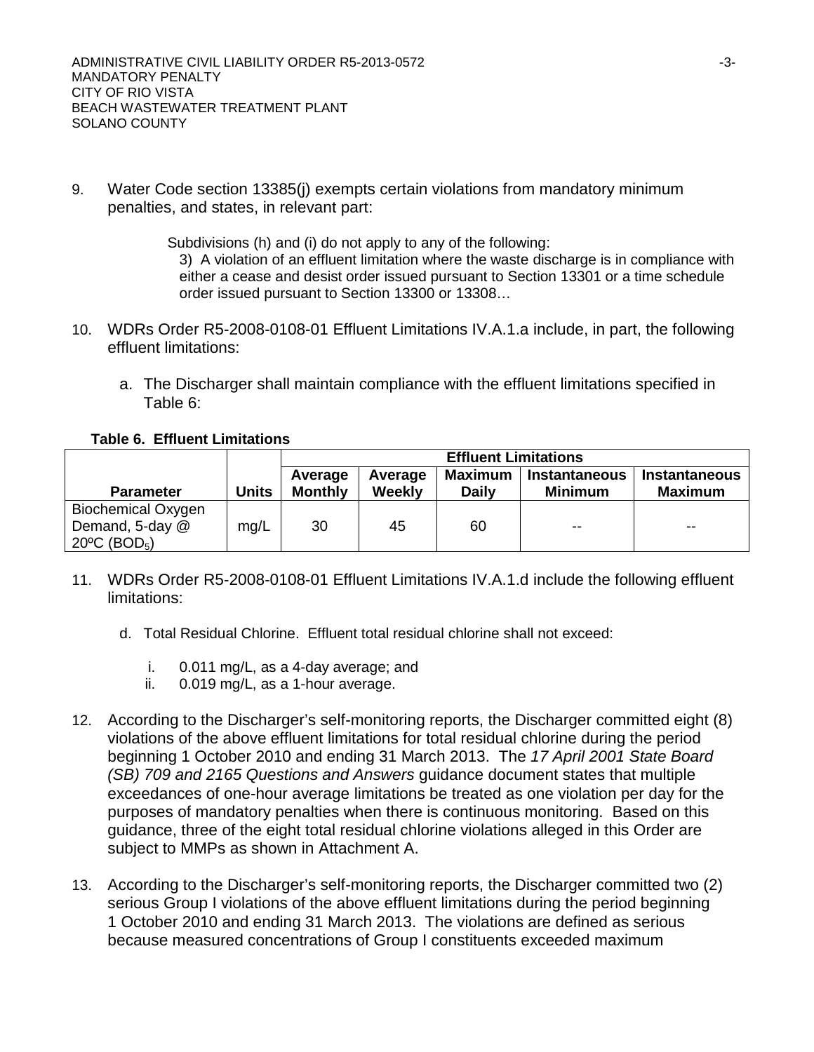9. Water Code section 13385(j) exempts certain violations from mandatory minimum penalties, and states, in relevant part:

   > Subdivisions (h) and (i) do not apply to any of the following:
   > 3) A violation of an effluent limitation where the waste discharge is in compliance with either a cease and desist order issued pursuant to Section 13301 or a time schedule order issued pursuant to Section 13300 or 13308…

10. WDRs Order R5-2008-0108-01 Effluent Limitations IV.A.1.a include, in part, the following effluent limitations:

    a. The Discharger shall maintain compliance with the effluent limitations specified in Table 6:

**Table 6. Effluent Limitations**

| Parameter | Units | Effluent Limitations | | | | |
|---|---|---|---|---|---|---|
| | | Average Monthly | Average Weekly | Maximum Daily | Instantaneous Minimum | Instantaneous Maximum |
| Biochemical Oxygen Demand, 5-day @ 20ºC ($BOD_5$) | mg/L | 30 | 45 | 60 | -- | -- |

11. WDRs Order R5-2008-0108-01 Effluent Limitations IV.A.1.d include the following effluent limitations:

    d. Total Residual Chlorine. Effluent total residual chlorine shall not exceed:

       i. 0.011 mg/L, as a 4-day average; and
       ii. 0.019 mg/L, as a 1-hour average.

12. According to the Discharger's self-monitoring reports, the Discharger committed eight (8) violations of the above effluent limitations for total residual chlorine during the period beginning 1 October 2010 and ending 31 March 2013. The *17 April 2001 State Board (SB) 709 and 2165 Questions and Answers* guidance document states that multiple exceedances of one-hour average limitations be treated as one violation per day for the purposes of mandatory penalties when there is continuous monitoring. Based on this guidance, three of the eight total residual chlorine violations alleged in this Order are subject to MMPs as shown in Attachment A.

13. According to the Discharger's self-monitoring reports, the Discharger committed two (2) serious Group I violations of the above effluent limitations during the period beginning 1 October 2010 and ending 31 March 2013. The violations are defined as serious because measured concentrations of Group I constituents exceeded maximum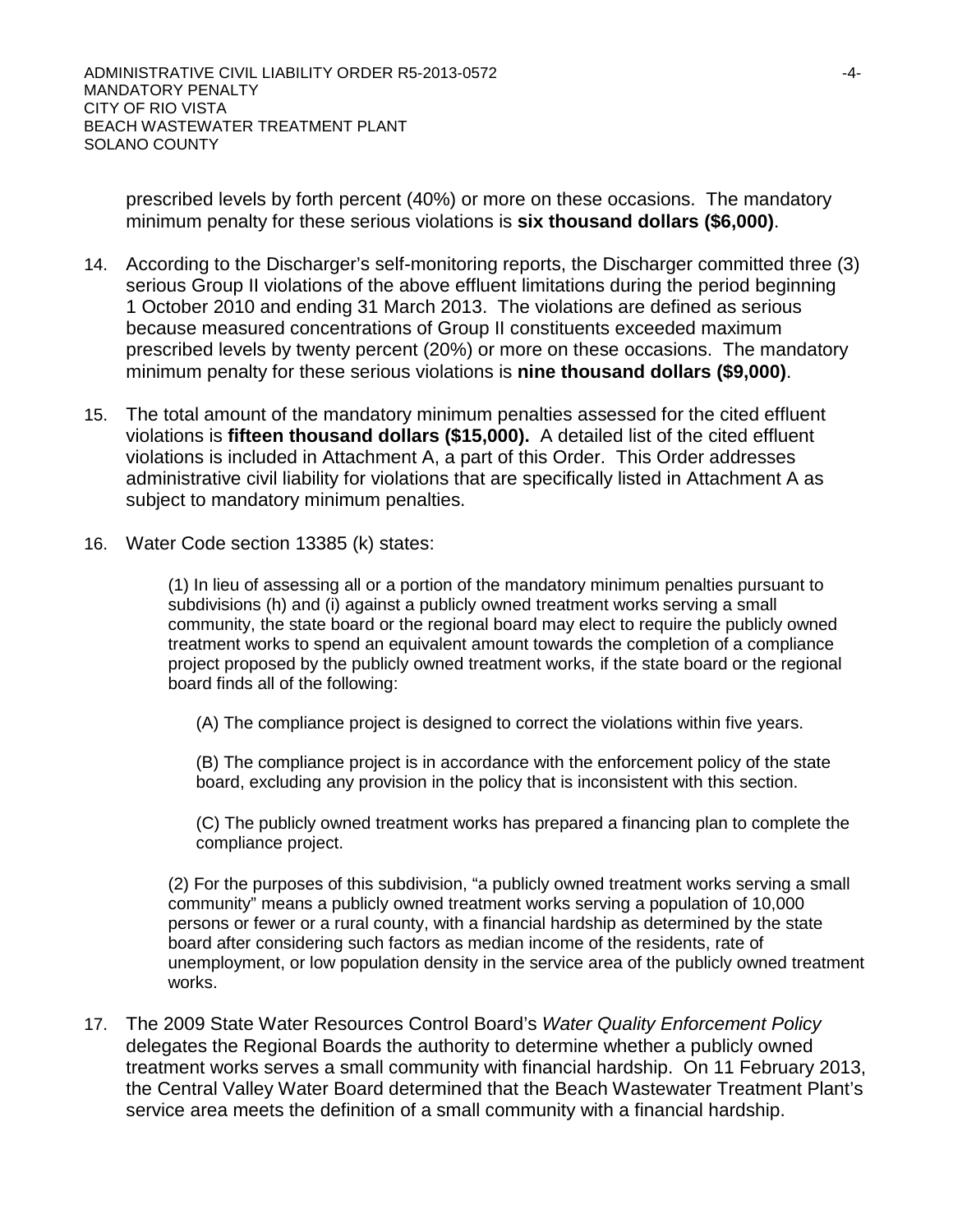prescribed levels by forth percent (40%) or more on these occasions. The mandatory minimum penalty for these serious violations is **six thousand dollars ($6,000)**.

14. According to the Discharger's self-monitoring reports, the Discharger committed three (3) serious Group II violations of the above effluent limitations during the period beginning 1 October 2010 and ending 31 March 2013. The violations are defined as serious because measured concentrations of Group II constituents exceeded maximum prescribed levels by twenty percent (20%) or more on these occasions. The mandatory minimum penalty for these serious violations is **nine thousand dollars ($9,000)**.

15. The total amount of the mandatory minimum penalties assessed for the cited effluent violations is **fifteen thousand dollars ($15,000).** A detailed list of the cited effluent violations is included in Attachment A, a part of this Order. This Order addresses administrative civil liability for violations that are specifically listed in Attachment A as subject to mandatory minimum penalties.

16. Water Code section 13385 (k) states:

    (1) In lieu of assessing all or a portion of the mandatory minimum penalties pursuant to subdivisions (h) and (i) against a publicly owned treatment works serving a small community, the state board or the regional board may elect to require the publicly owned treatment works to spend an equivalent amount towards the completion of a compliance project proposed by the publicly owned treatment works, if the state board or the regional board finds all of the following:

    (A) The compliance project is designed to correct the violations within five years.

    (B) The compliance project is in accordance with the enforcement policy of the state board, excluding any provision in the policy that is inconsistent with this section.

    (C) The publicly owned treatment works has prepared a financing plan to complete the compliance project.

    (2) For the purposes of this subdivision, "a publicly owned treatment works serving a small community" means a publicly owned treatment works serving a population of 10,000 persons or fewer or a rural county, with a financial hardship as determined by the state board after considering such factors as median income of the residents, rate of unemployment, or low population density in the service area of the publicly owned treatment works.

17. The 2009 State Water Resources Control Board's *Water Quality Enforcement Policy* delegates the Regional Boards the authority to determine whether a publicly owned treatment works serves a small community with financial hardship. On 11 February 2013, the Central Valley Water Board determined that the Beach Wastewater Treatment Plant's service area meets the definition of a small community with a financial hardship.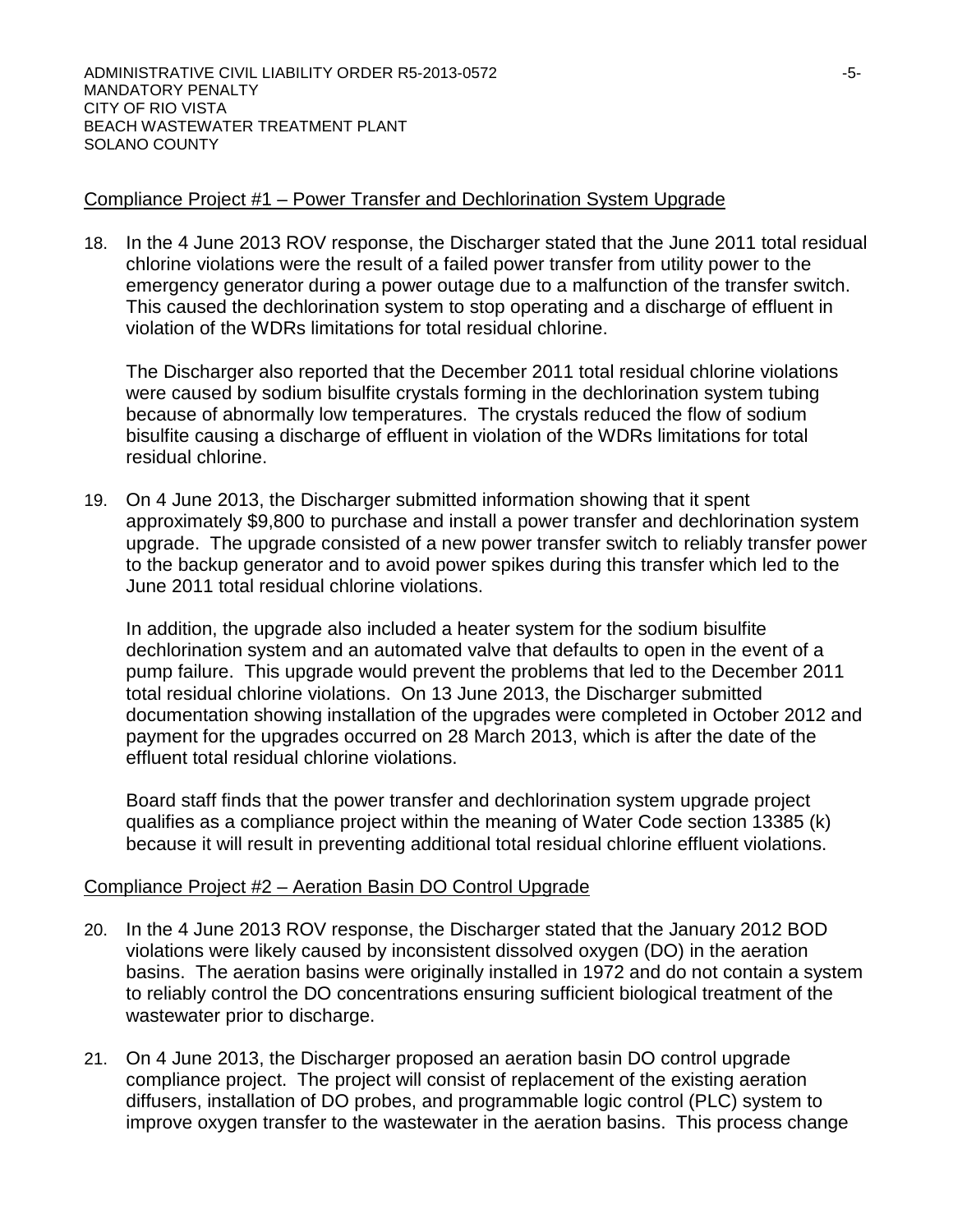Compliance Project #1 – Power Transfer and Dechlorination System Upgrade

18. In the 4 June 2013 ROV response, the Discharger stated that the June 2011 total residual chlorine violations were the result of a failed power transfer from utility power to the emergency generator during a power outage due to a malfunction of the transfer switch. This caused the dechlorination system to stop operating and a discharge of effluent in violation of the WDRs limitations for total residual chlorine.

    The Discharger also reported that the December 2011 total residual chlorine violations were caused by sodium bisulfite crystals forming in the dechlorination system tubing because of abnormally low temperatures. The crystals reduced the flow of sodium bisulfite causing a discharge of effluent in violation of the WDRs limitations for total residual chlorine.

19. On 4 June 2013, the Discharger submitted information showing that it spent approximately $9,800 to purchase and install a power transfer and dechlorination system upgrade. The upgrade consisted of a new power transfer switch to reliably transfer power to the backup generator and to avoid power spikes during this transfer which led to the June 2011 total residual chlorine violations.

    In addition, the upgrade also included a heater system for the sodium bisulfite dechlorination system and an automated valve that defaults to open in the event of a pump failure. This upgrade would prevent the problems that led to the December 2011 total residual chlorine violations. On 13 June 2013, the Discharger submitted documentation showing installation of the upgrades were completed in October 2012 and payment for the upgrades occurred on 28 March 2013, which is after the date of the effluent total residual chlorine violations.

    Board staff finds that the power transfer and dechlorination system upgrade project qualifies as a compliance project within the meaning of Water Code section 13385 (k) because it will result in preventing additional total residual chlorine effluent violations.

Compliance Project #2 – Aeration Basin DO Control Upgrade

20. In the 4 June 2013 ROV response, the Discharger stated that the January 2012 BOD violations were likely caused by inconsistent dissolved oxygen (DO) in the aeration basins. The aeration basins were originally installed in 1972 and do not contain a system to reliably control the DO concentrations ensuring sufficient biological treatment of the wastewater prior to discharge.

21. On 4 June 2013, the Discharger proposed an aeration basin DO control upgrade compliance project. The project will consist of replacement of the existing aeration diffusers, installation of DO probes, and programmable logic control (PLC) system to improve oxygen transfer to the wastewater in the aeration basins. This process change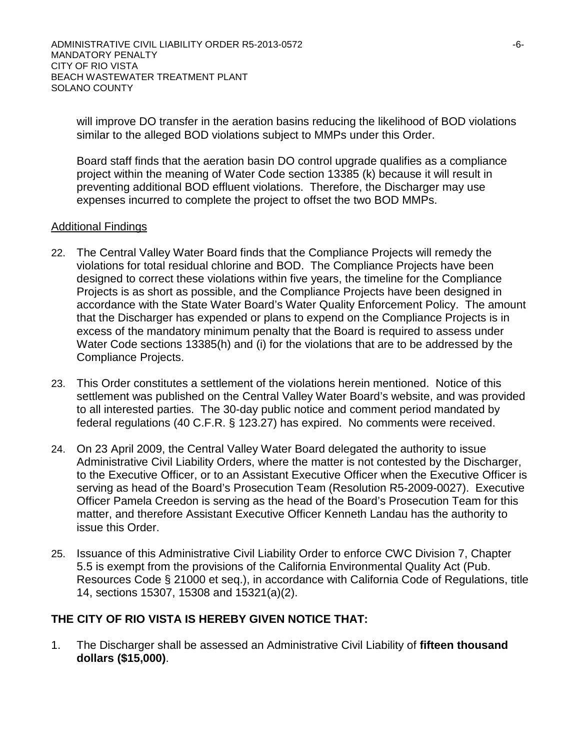will improve DO transfer in the aeration basins reducing the likelihood of BOD violations similar to the alleged BOD violations subject to MMPs under this Order.

Board staff finds that the aeration basin DO control upgrade qualifies as a compliance project within the meaning of Water Code section 13385 (k) because it will result in preventing additional BOD effluent violations. Therefore, the Discharger may use expenses incurred to complete the project to offset the two BOD MMPs.

Additional Findings

22. The Central Valley Water Board finds that the Compliance Projects will remedy the violations for total residual chlorine and BOD. The Compliance Projects have been designed to correct these violations within five years, the timeline for the Compliance Projects is as short as possible, and the Compliance Projects have been designed in accordance with the State Water Board's Water Quality Enforcement Policy. The amount that the Discharger has expended or plans to expend on the Compliance Projects is in excess of the mandatory minimum penalty that the Board is required to assess under Water Code sections 13385(h) and (i) for the violations that are to be addressed by the Compliance Projects.

23. This Order constitutes a settlement of the violations herein mentioned. Notice of this settlement was published on the Central Valley Water Board's website, and was provided to all interested parties. The 30-day public notice and comment period mandated by federal regulations (40 C.F.R. § 123.27) has expired. No comments were received.

24. On 23 April 2009, the Central Valley Water Board delegated the authority to issue Administrative Civil Liability Orders, where the matter is not contested by the Discharger, to the Executive Officer, or to an Assistant Executive Officer when the Executive Officer is serving as head of the Board's Prosecution Team (Resolution R5-2009-0027). Executive Officer Pamela Creedon is serving as the head of the Board's Prosecution Team for this matter, and therefore Assistant Executive Officer Kenneth Landau has the authority to issue this Order.

25. Issuance of this Administrative Civil Liability Order to enforce CWC Division 7, Chapter 5.5 is exempt from the provisions of the California Environmental Quality Act (Pub. Resources Code § 21000 et seq.), in accordance with California Code of Regulations, title 14, sections 15307, 15308 and 15321(a)(2).

**THE CITY OF RIO VISTA IS HEREBY GIVEN NOTICE THAT:**

1. The Discharger shall be assessed an Administrative Civil Liability of **fifteen thousand dollars ($15,000)**.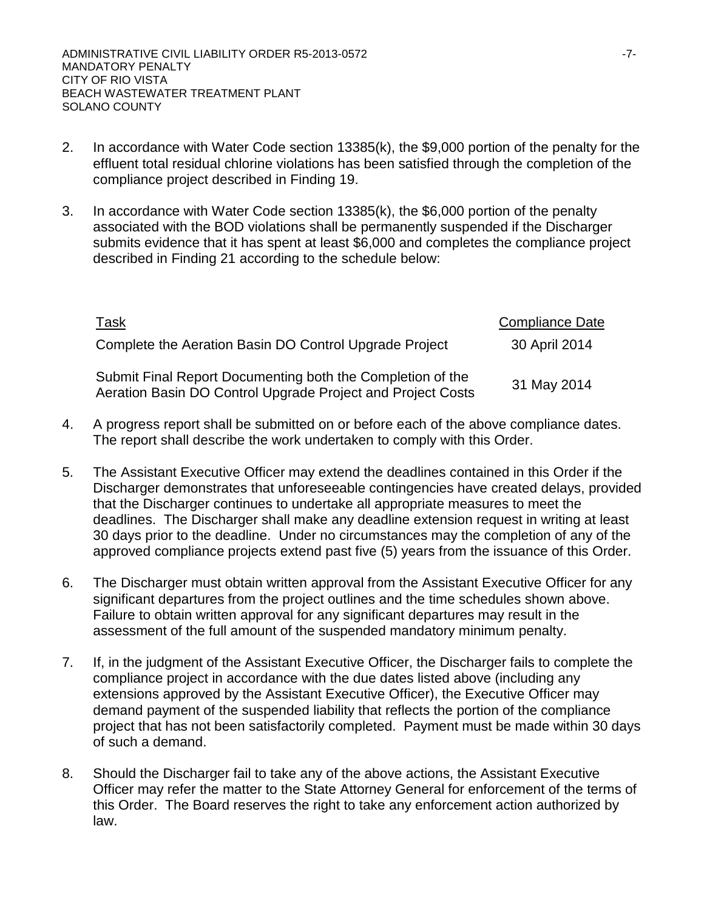2. In accordance with Water Code section 13385(k), the $9,000 portion of the penalty for the effluent total residual chlorine violations has been satisfied through the completion of the compliance project described in Finding 19.

3. In accordance with Water Code section 13385(k), the $6,000 portion of the penalty associated with the BOD violations shall be permanently suspended if the Discharger submits evidence that it has spent at least $6,000 and completes the compliance project described in Finding 21 according to the schedule below:

| Task | Compliance Date |
|---|---|
| Complete the Aeration Basin DO Control Upgrade Project | 30 April 2014 |
| Submit Final Report Documenting both the Completion of the Aeration Basin DO Control Upgrade Project and Project Costs | 31 May 2014 |

4. A progress report shall be submitted on or before each of the above compliance dates. The report shall describe the work undertaken to comply with this Order.

5. The Assistant Executive Officer may extend the deadlines contained in this Order if the Discharger demonstrates that unforeseeable contingencies have created delays, provided that the Discharger continues to undertake all appropriate measures to meet the deadlines. The Discharger shall make any deadline extension request in writing at least 30 days prior to the deadline. Under no circumstances may the completion of any of the approved compliance projects extend past five (5) years from the issuance of this Order.

6. The Discharger must obtain written approval from the Assistant Executive Officer for any significant departures from the project outlines and the time schedules shown above. Failure to obtain written approval for any significant departures may result in the assessment of the full amount of the suspended mandatory minimum penalty.

7. If, in the judgment of the Assistant Executive Officer, the Discharger fails to complete the compliance project in accordance with the due dates listed above (including any extensions approved by the Assistant Executive Officer), the Executive Officer may demand payment of the suspended liability that reflects the portion of the compliance project that has not been satisfactorily completed. Payment must be made within 30 days of such a demand.

8. Should the Discharger fail to take any of the above actions, the Assistant Executive Officer may refer the matter to the State Attorney General for enforcement of the terms of this Order. The Board reserves the right to take any enforcement action authorized by law.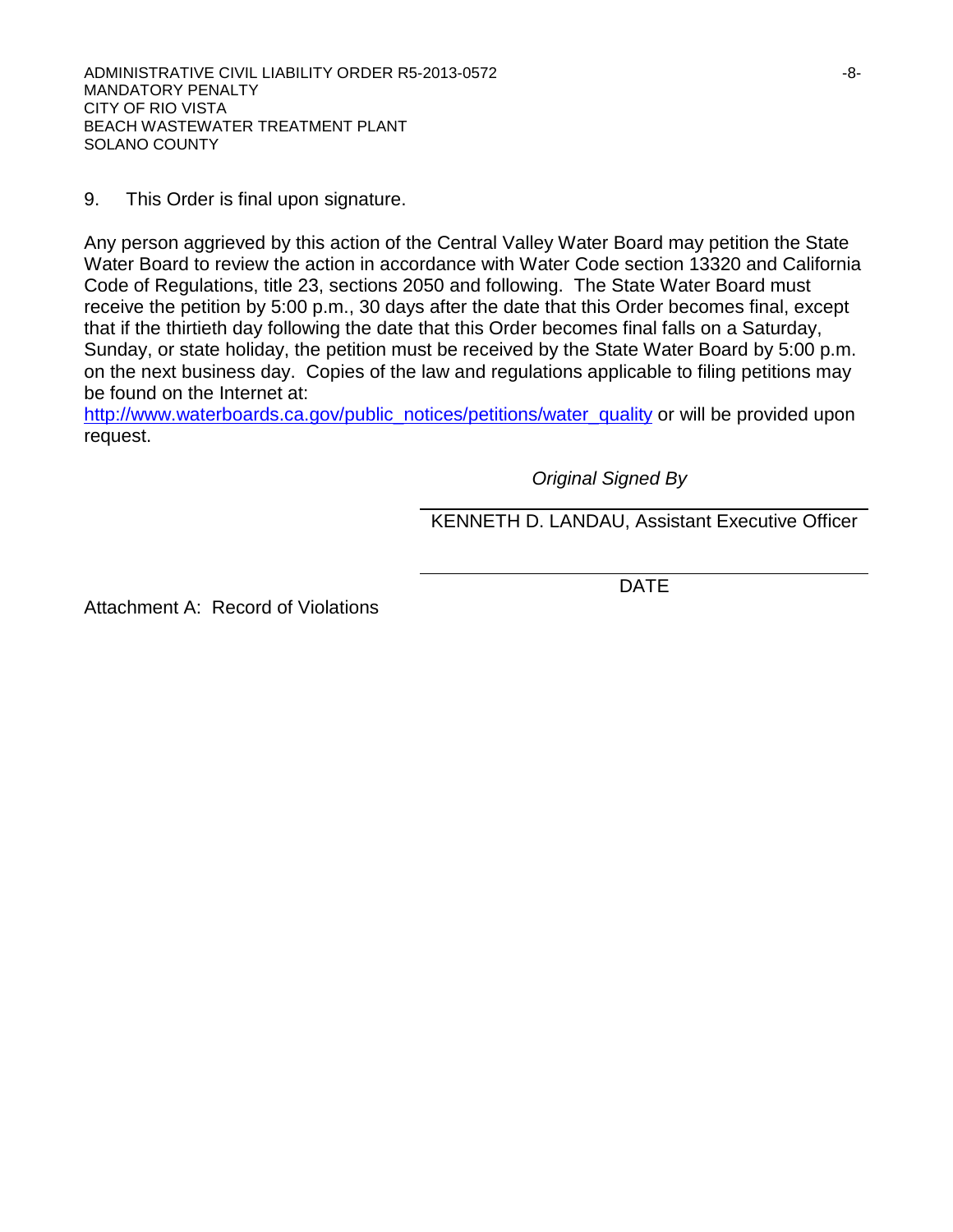9. This Order is final upon signature.

Any person aggrieved by this action of the Central Valley Water Board may petition the State Water Board to review the action in accordance with Water Code section 13320 and California Code of Regulations, title 23, sections 2050 and following. The State Water Board must receive the petition by 5:00 p.m., 30 days after the date that this Order becomes final, except that if the thirtieth day following the date that this Order becomes final falls on a Saturday, Sunday, or state holiday, the petition must be received by the State Water Board by 5:00 p.m. on the next business day. Copies of the law and regulations applicable to filing petitions may be found on the Internet at: http://www.waterboards.ca.gov/public_notices/petitions/water_quality or will be provided upon request.

*Original Signed By*

KENNETH D. LANDAU, Assistant Executive Officer

DATE

Attachment A: Record of Violations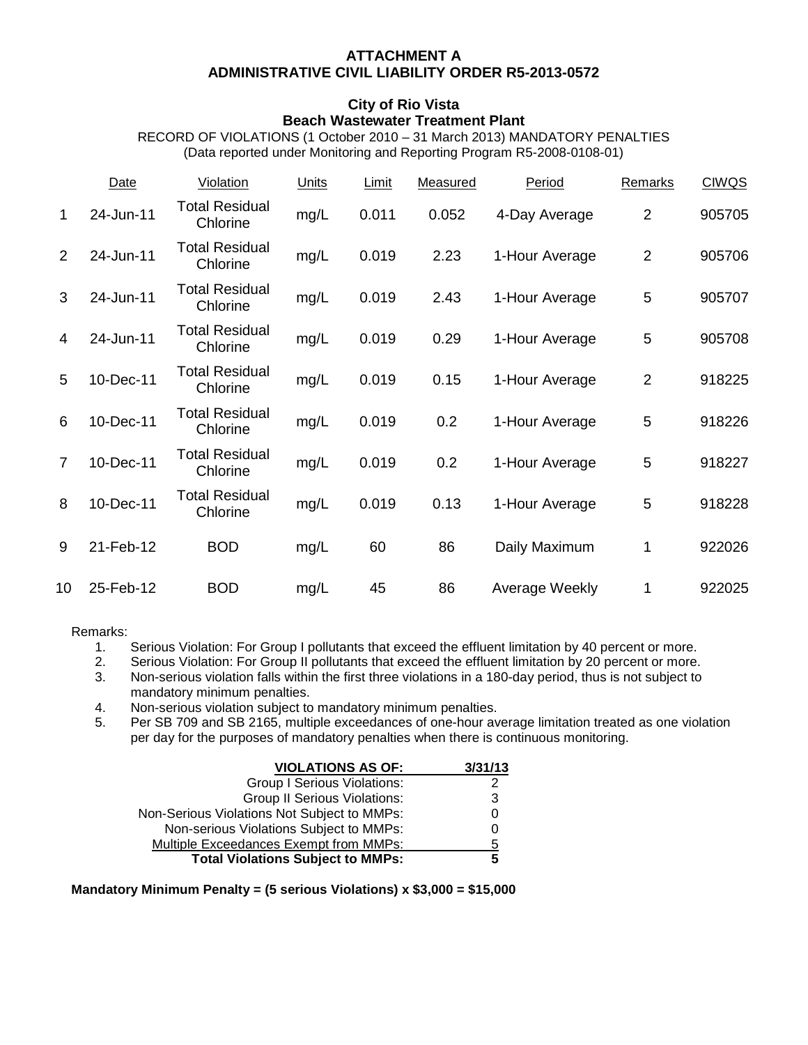**ATTACHMENT A**
**ADMINISTRATIVE CIVIL LIABILITY ORDER R5-2013-0572**

**City of Rio Vista**
**Beach Wastewater Treatment Plant**

RECORD OF VIOLATIONS (1 October 2010 – 31 March 2013) MANDATORY PENALTIES
(Data reported under Monitoring and Reporting Program R5-2008-0108-01)

| | Date | Violation | Units | Limit | Measured | Period | Remarks | CIWQS |
|---|---|---|---|---|---|---|---|---|
| 1 | 24-Jun-11 | Total Residual Chlorine | mg/L | 0.011 | 0.052 | 4-Day Average | 2 | 905705 |
| 2 | 24-Jun-11 | Total Residual Chlorine | mg/L | 0.019 | 2.23 | 1-Hour Average | 2 | 905706 |
| 3 | 24-Jun-11 | Total Residual Chlorine | mg/L | 0.019 | 2.43 | 1-Hour Average | 5 | 905707 |
| 4 | 24-Jun-11 | Total Residual Chlorine | mg/L | 0.019 | 0.29 | 1-Hour Average | 5 | 905708 |
| 5 | 10-Dec-11 | Total Residual Chlorine | mg/L | 0.019 | 0.15 | 1-Hour Average | 2 | 918225 |
| 6 | 10-Dec-11 | Total Residual Chlorine | mg/L | 0.019 | 0.2 | 1-Hour Average | 5 | 918226 |
| 7 | 10-Dec-11 | Total Residual Chlorine | mg/L | 0.019 | 0.2 | 1-Hour Average | 5 | 918227 |
| 8 | 10-Dec-11 | Total Residual Chlorine | mg/L | 0.019 | 0.13 | 1-Hour Average | 5 | 918228 |
| 9 | 21-Feb-12 | BOD | mg/L | 60 | 86 | Daily Maximum | 1 | 922026 |
| 10 | 25-Feb-12 | BOD | mg/L | 45 | 86 | Average Weekly | 1 | 922025 |

Remarks:

1. Serious Violation: For Group I pollutants that exceed the effluent limitation by 40 percent or more.
2. Serious Violation: For Group II pollutants that exceed the effluent limitation by 20 percent or more.
3. Non-serious violation falls within the first three violations in a 180-day period, thus is not subject to mandatory minimum penalties.
4. Non-serious violation subject to mandatory minimum penalties.
5. Per SB 709 and SB 2165, multiple exceedances of one-hour average limitation treated as one violation per day for the purposes of mandatory penalties when there is continuous monitoring.

| VIOLATIONS AS OF: | 3/31/13 |
|---|---|
| Group I Serious Violations: | 2 |
| Group II Serious Violations: | 3 |
| Non-Serious Violations Not Subject to MMPs: | 0 |
| Non-serious Violations Subject to MMPs: | 0 |
| Multiple Exceedances Exempt from MMPs: | 5 |
| **Total Violations Subject to MMPs:** | **5** |

**Mandatory Minimum Penalty = (5 serious Violations) x $3,000 = $15,000**